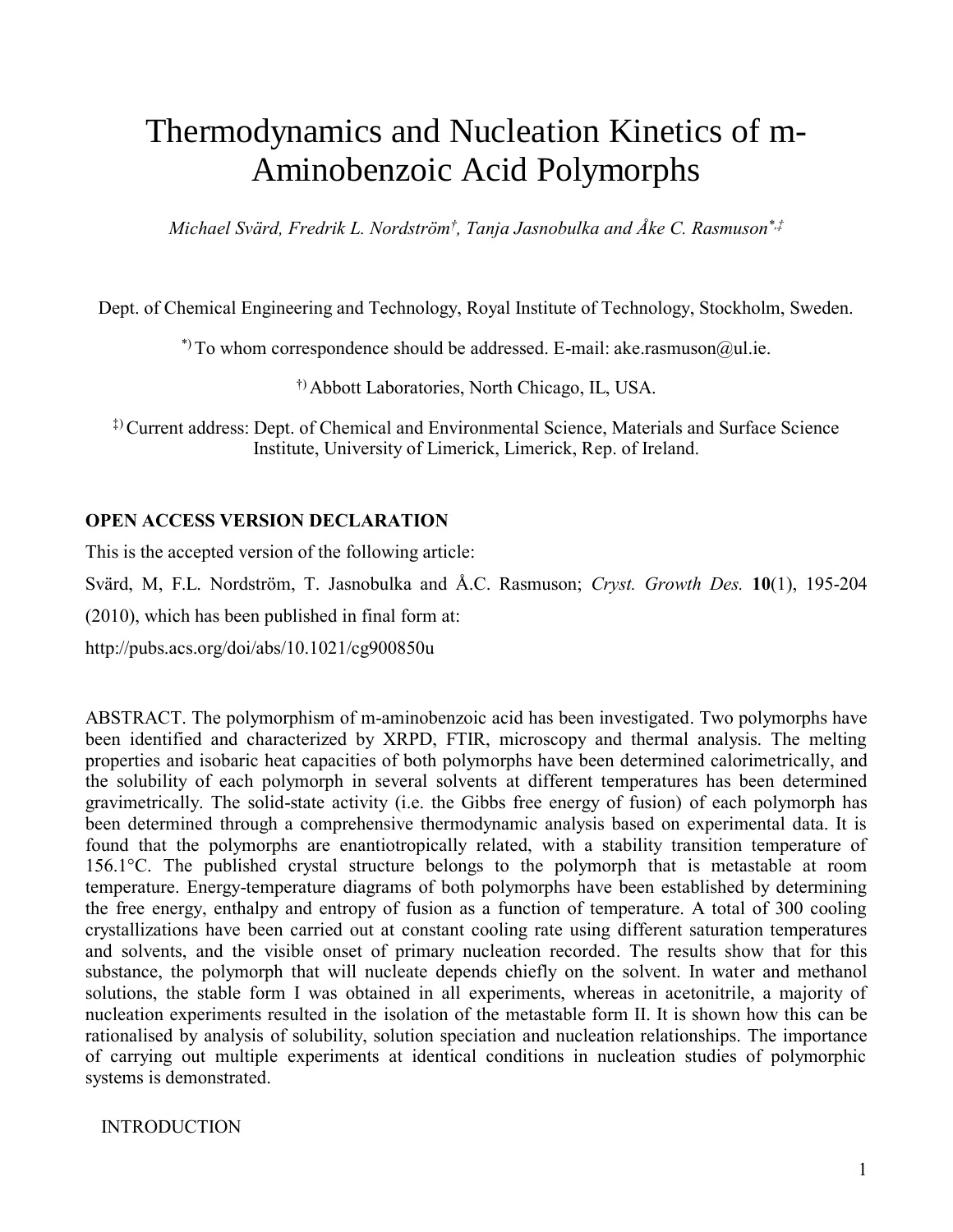# Thermodynamics and Nucleation Kinetics of m-Aminobenzoic Acid Polymorphs

*Michael Svärd, Fredrik L. Nordström[†], Tanja Jasnobulka and Åke C. Rasmuson[*,‡]*

Dept. of Chemical Engineering and Technology, Royal Institute of Technology, Stockholm, Sweden.

[*)] To whom correspondence should be addressed. E-mail: ake.rasmuson@ul.ie.

[†)] Abbott Laboratories, North Chicago, IL, USA.

[‡)] Current address: Dept. of Chemical and Environmental Science, Materials and Surface Science Institute, University of Limerick, Limerick, Rep. of Ireland.

**OPEN ACCESS VERSION DECLARATION**

This is the accepted version of the following article:

Svärd, M, F.L. Nordström, T. Jasnobulka and Å.C. Rasmuson; *Cryst. Growth Des.* **10**(1), 195-204 (2010), which has been published in final form at:

http://pubs.acs.org/doi/abs/10.1021/cg900850u

ABSTRACT. The polymorphism of m-aminobenzoic acid has been investigated. Two polymorphs have been identified and characterized by XRPD, FTIR, microscopy and thermal analysis. The melting properties and isobaric heat capacities of both polymorphs have been determined calorimetrically, and the solubility of each polymorph in several solvents at different temperatures has been determined gravimetrically. The solid-state activity (i.e. the Gibbs free energy of fusion) of each polymorph has been determined through a comprehensive thermodynamic analysis based on experimental data. It is found that the polymorphs are enantiotropically related, with a stability transition temperature of 156.1°C. The published crystal structure belongs to the polymorph that is metastable at room temperature. Energy-temperature diagrams of both polymorphs have been established by determining the free energy, enthalpy and entropy of fusion as a function of temperature. A total of 300 cooling crystallizations have been carried out at constant cooling rate using different saturation temperatures and solvents, and the visible onset of primary nucleation recorded. The results show that for this substance, the polymorph that will nucleate depends chiefly on the solvent. In water and methanol solutions, the stable form I was obtained in all experiments, whereas in acetonitrile, a majority of nucleation experiments resulted in the isolation of the metastable form II. It is shown how this can be rationalised by analysis of solubility, solution speciation and nucleation relationships. The importance of carrying out multiple experiments at identical conditions in nucleation studies of polymorphic systems is demonstrated.

## INTRODUCTION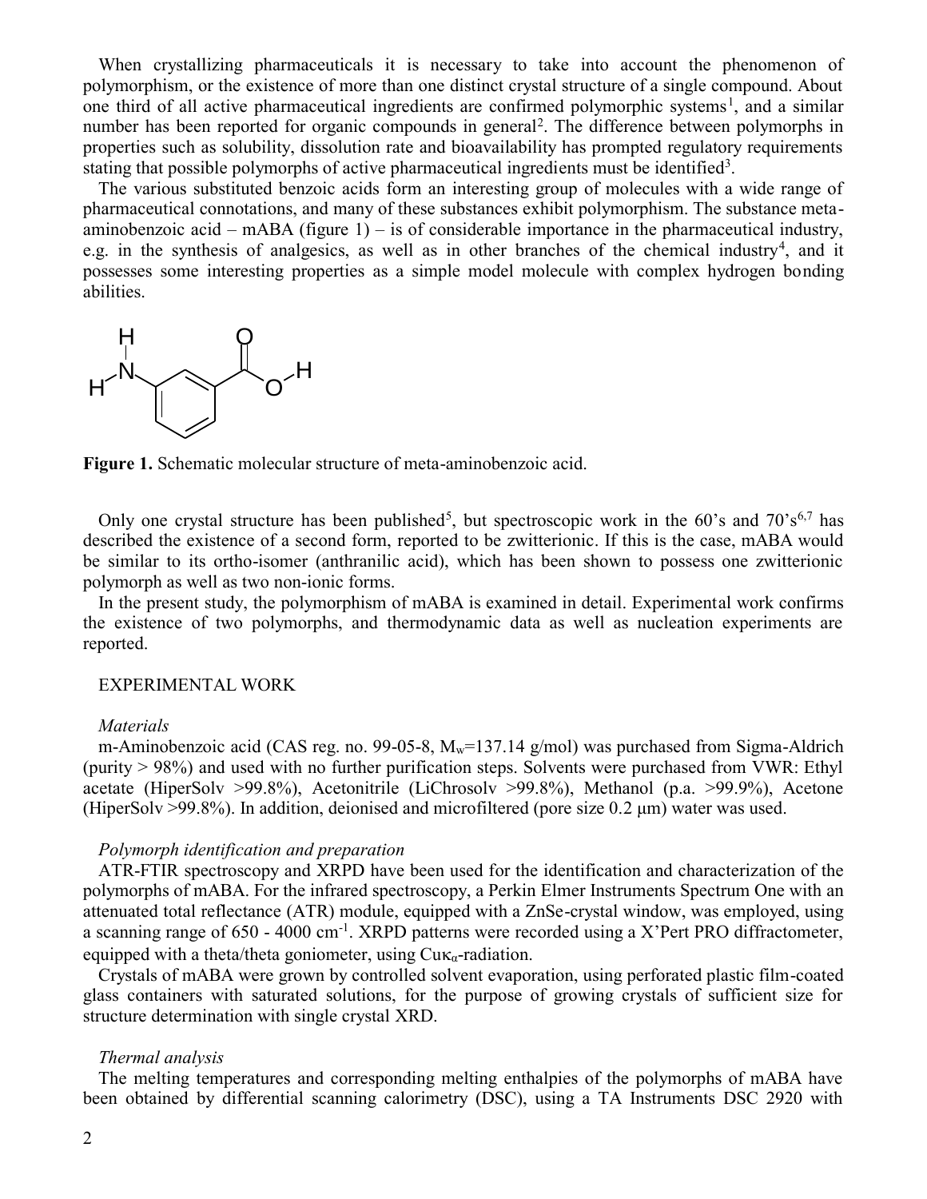When crystallizing pharmaceuticals it is necessary to take into account the phenomenon of polymorphism, or the existence of more than one distinct crystal structure of a single compound. About one third of all active pharmaceutical ingredients are confirmed polymorphic systems[1], and a similar number has been reported for organic compounds in general[2]. The difference between polymorphs in properties such as solubility, dissolution rate and bioavailability has prompted regulatory requirements stating that possible polymorphs of active pharmaceutical ingredients must be identified[3].

The various substituted benzoic acids form an interesting group of molecules with a wide range of pharmaceutical connotations, and many of these substances exhibit polymorphism. The substance meta-aminobenzoic acid – mABA (figure 1) – is of considerable importance in the pharmaceutical industry, e.g. in the synthesis of analgesics, as well as in other branches of the chemical industry[4], and it possesses some interesting properties as a simple model molecule with complex hydrogen bonding abilities.

**Figure 1.** Schematic molecular structure of meta-aminobenzoic acid.

Only one crystal structure has been published[5], but spectroscopic work in the 60's and 70's[6,7] has described the existence of a second form, reported to be zwitterionic. If this is the case, mABA would be similar to its ortho-isomer (anthranilic acid), which has been shown to possess one zwitterionic polymorph as well as two non-ionic forms.

In the present study, the polymorphism of mABA is examined in detail. Experimental work confirms the existence of two polymorphs, and thermodynamic data as well as nucleation experiments are reported.

## EXPERIMENTAL WORK

### *Materials*

m-Aminobenzoic acid (CAS reg. no. 99-05-8, $M_w$=137.14 g/mol) was purchased from Sigma-Aldrich (purity > 98%) and used with no further purification steps. Solvents were purchased from VWR: Ethyl acetate (HiperSolv >99.8%), Acetonitrile (LiChrosolv >99.8%), Methanol (p.a. >99.9%), Acetone (HiperSolv >99.8%). In addition, deionised and microfiltered (pore size 0.2 μm) water was used.

### *Polymorph identification and preparation*

ATR-FTIR spectroscopy and XRPD have been used for the identification and characterization of the polymorphs of mABA. For the infrared spectroscopy, a Perkin Elmer Instruments Spectrum One with an attenuated total reflectance (ATR) module, equipped with a ZnSe-crystal window, was employed, using a scanning range of 650 - 4000 $cm^{-1}$. XRPD patterns were recorded using a X'Pert PRO diffractometer, equipped with a theta/theta goniometer, using Cu$\kappa_\alpha$-radiation.

Crystals of mABA were grown by controlled solvent evaporation, using perforated plastic film-coated glass containers with saturated solutions, for the purpose of growing crystals of sufficient size for structure determination with single crystal XRD.

### *Thermal analysis*

The melting temperatures and corresponding melting enthalpies of the polymorphs of mABA have been obtained by differential scanning calorimetry (DSC), using a TA Instruments DSC 2920 with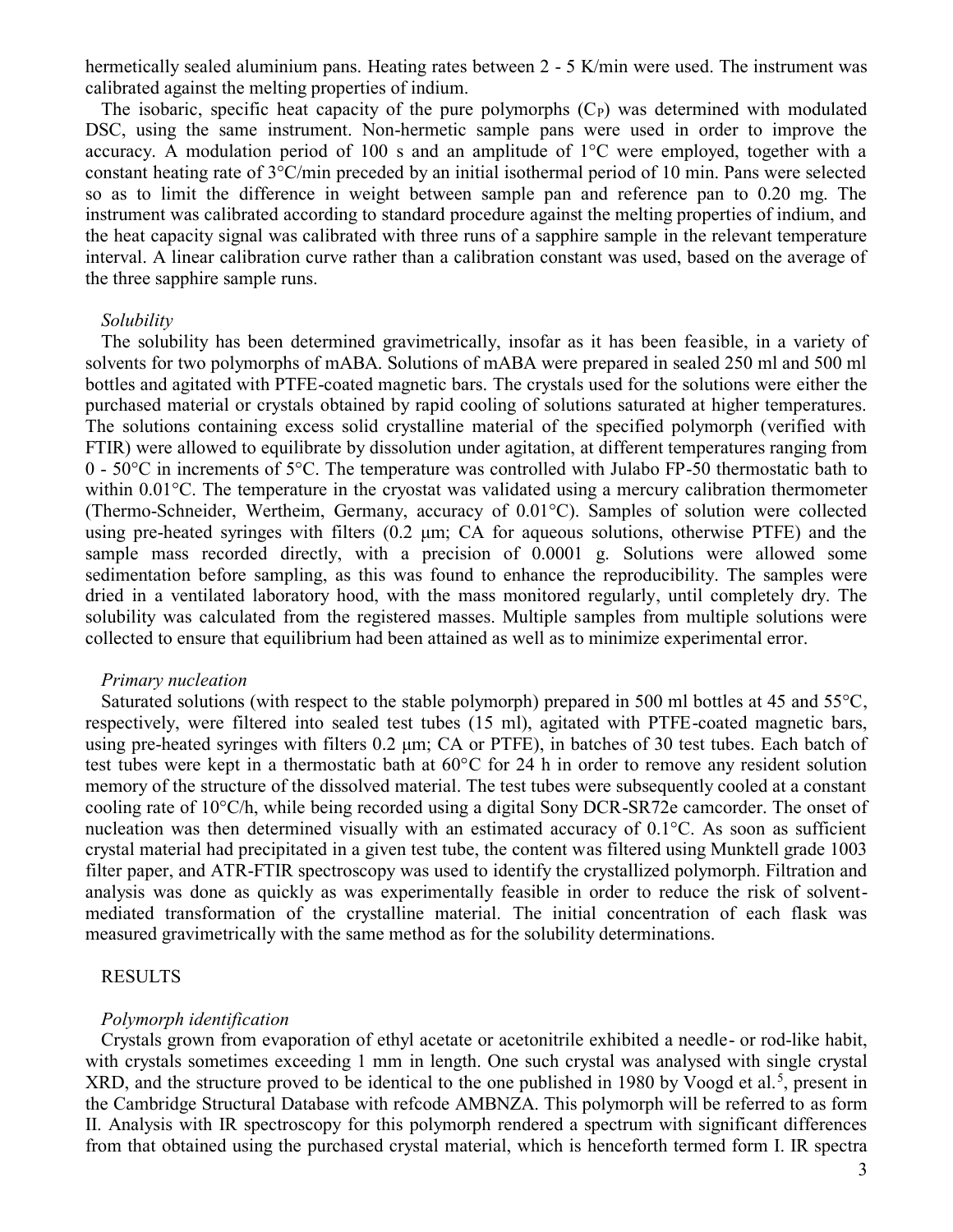hermetically sealed aluminium pans. Heating rates between 2 - 5 K/min were used. The instrument was calibrated against the melting properties of indium.

The isobaric, specific heat capacity of the pure polymorphs ($C_P$) was determined with modulated DSC, using the same instrument. Non-hermetic sample pans were used in order to improve the accuracy. A modulation period of 100 s and an amplitude of 1°C were employed, together with a constant heating rate of 3°C/min preceded by an initial isothermal period of 10 min. Pans were selected so as to limit the difference in weight between sample pan and reference pan to 0.20 mg. The instrument was calibrated according to standard procedure against the melting properties of indium, and the heat capacity signal was calibrated with three runs of a sapphire sample in the relevant temperature interval. A linear calibration curve rather than a calibration constant was used, based on the average of the three sapphire sample runs.

*Solubility*

The solubility has been determined gravimetrically, insofar as it has been feasible, in a variety of solvents for two polymorphs of mABA. Solutions of mABA were prepared in sealed 250 ml and 500 ml bottles and agitated with PTFE-coated magnetic bars. The crystals used for the solutions were either the purchased material or crystals obtained by rapid cooling of solutions saturated at higher temperatures. The solutions containing excess solid crystalline material of the specified polymorph (verified with FTIR) were allowed to equilibrate by dissolution under agitation, at different temperatures ranging from 0 - 50°C in increments of 5°C. The temperature was controlled with Julabo FP-50 thermostatic bath to within 0.01°C. The temperature in the cryostat was validated using a mercury calibration thermometer (Thermo-Schneider, Wertheim, Germany, accuracy of 0.01°C). Samples of solution were collected using pre-heated syringes with filters (0.2 μm; CA for aqueous solutions, otherwise PTFE) and the sample mass recorded directly, with a precision of 0.0001 g. Solutions were allowed some sedimentation before sampling, as this was found to enhance the reproducibility. The samples were dried in a ventilated laboratory hood, with the mass monitored regularly, until completely dry. The solubility was calculated from the registered masses. Multiple samples from multiple solutions were collected to ensure that equilibrium had been attained as well as to minimize experimental error.

*Primary nucleation*

Saturated solutions (with respect to the stable polymorph) prepared in 500 ml bottles at 45 and 55°C, respectively, were filtered into sealed test tubes (15 ml), agitated with PTFE-coated magnetic bars, using pre-heated syringes with filters 0.2 μm; CA or PTFE), in batches of 30 test tubes. Each batch of test tubes were kept in a thermostatic bath at 60°C for 24 h in order to remove any resident solution memory of the structure of the dissolved material. The test tubes were subsequently cooled at a constant cooling rate of 10°C/h, while being recorded using a digital Sony DCR-SR72e camcorder. The onset of nucleation was then determined visually with an estimated accuracy of 0.1°C. As soon as sufficient crystal material had precipitated in a given test tube, the content was filtered using Munktell grade 1003 filter paper, and ATR-FTIR spectroscopy was used to identify the crystallized polymorph. Filtration and analysis was done as quickly as was experimentally feasible in order to reduce the risk of solvent-mediated transformation of the crystalline material. The initial concentration of each flask was measured gravimetrically with the same method as for the solubility determinations.

## RESULTS

*Polymorph identification*

Crystals grown from evaporation of ethyl acetate or acetonitrile exhibited a needle- or rod-like habit, with crystals sometimes exceeding 1 mm in length. One such crystal was analysed with single crystal XRD, and the structure proved to be identical to the one published in 1980 by Voogd et al.[5], present in the Cambridge Structural Database with refcode AMBNZA. This polymorph will be referred to as form II. Analysis with IR spectroscopy for this polymorph rendered a spectrum with significant differences from that obtained using the purchased crystal material, which is henceforth termed form I. IR spectra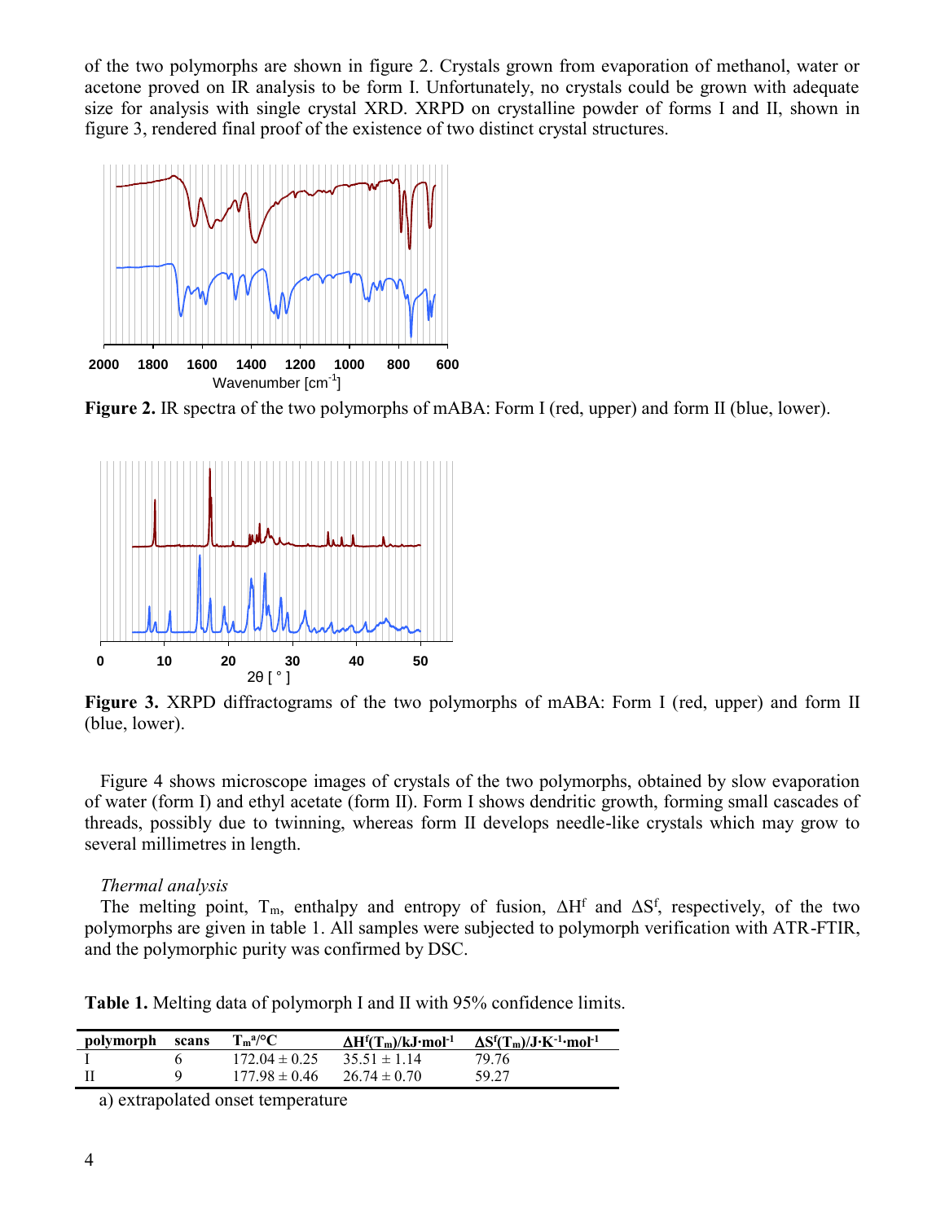of the two polymorphs are shown in figure 2. Crystals grown from evaporation of methanol, water or acetone proved on IR analysis to be form I. Unfortunately, no crystals could be grown with adequate size for analysis with single crystal XRD. XRPD on crystalline powder of forms I and II, shown in figure 3, rendered final proof of the existence of two distinct crystal structures.

**Figure 2.** IR spectra of the two polymorphs of mABA: Form I (red, upper) and form II (blue, lower).

**Figure 3.** XRPD diffractograms of the two polymorphs of mABA: Form I (red, upper) and form II (blue, lower).

Figure 4 shows microscope images of crystals of the two polymorphs, obtained by slow evaporation of water (form I) and ethyl acetate (form II). Form I shows dendritic growth, forming small cascades of threads, possibly due to twinning, whereas form II develops needle-like crystals which may grow to several millimetres in length.

*Thermal analysis*

The melting point, $T_m$, enthalpy and entropy of fusion, $\Delta H^f$ and $\Delta S^f$, respectively, of the two polymorphs are given in table 1. All samples were subjected to polymorph verification with ATR-FTIR, and the polymorphic purity was confirmed by DSC.

**Table 1.** Melting data of polymorph I and II with 95% confidence limits.

| polymorph | scans | $T_m^a$/°C | $\Delta H^f(T_m)$/kJ·mol$^{-1}$ | $\Delta S^f(T_m)$/J·K$^{-1}$·mol$^{-1}$ |
|---|---|---|---|---|
| I | 6 | 172.04 ± 0.25 | 35.51 ± 1.14 | 79.76 |
| II | 9 | 177.98 ± 0.46 | 26.74 ± 0.70 | 59.27 |

a) extrapolated onset temperature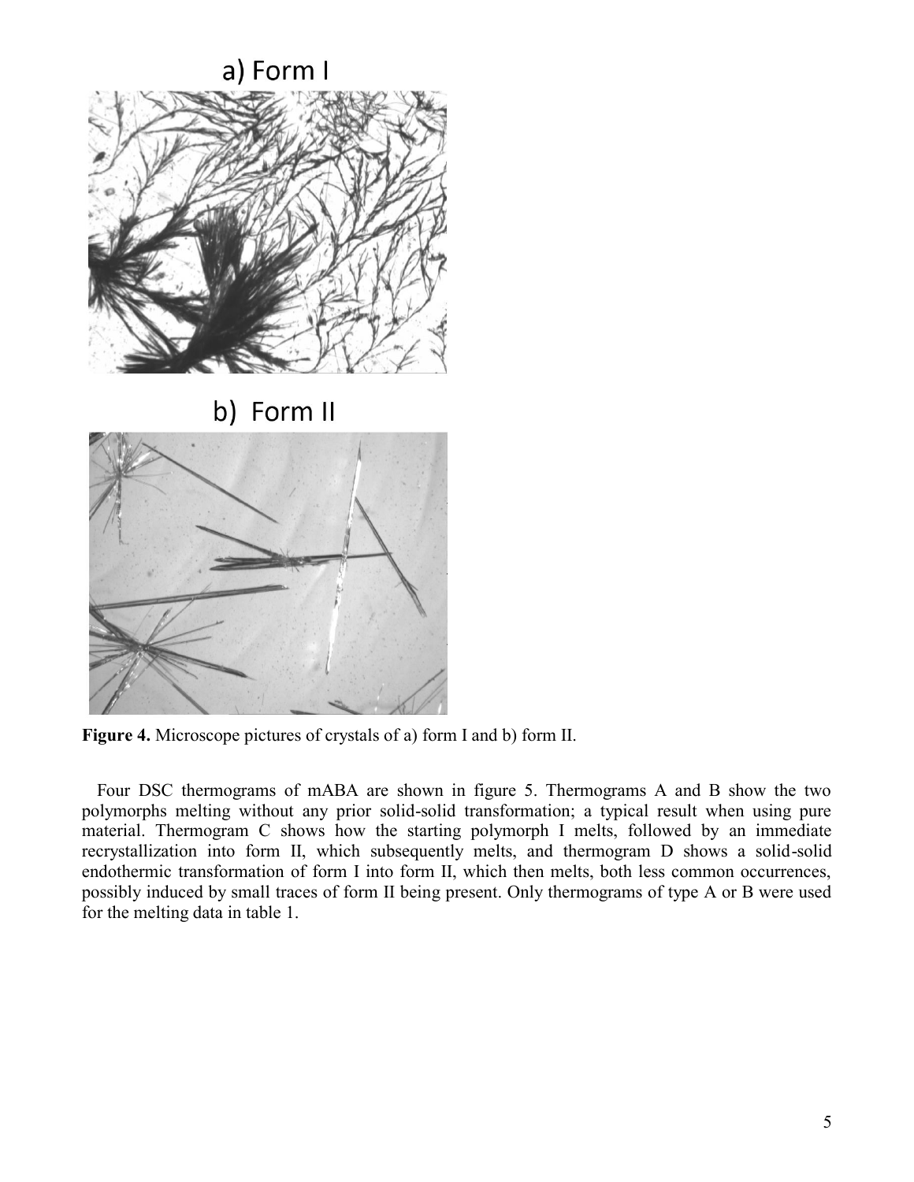a) Form I

b) Form II

**Figure 4.** Microscope pictures of crystals of a) form I and b) form II.

Four DSC thermograms of mABA are shown in figure 5. Thermograms A and B show the two polymorphs melting without any prior solid-solid transformation; a typical result when using pure material. Thermogram C shows how the starting polymorph I melts, followed by an immediate recrystallization into form II, which subsequently melts, and thermogram D shows a solid-solid endothermic transformation of form I into form II, which then melts, both less common occurrences, possibly induced by small traces of form II being present. Only thermograms of type A or B were used for the melting data in table 1.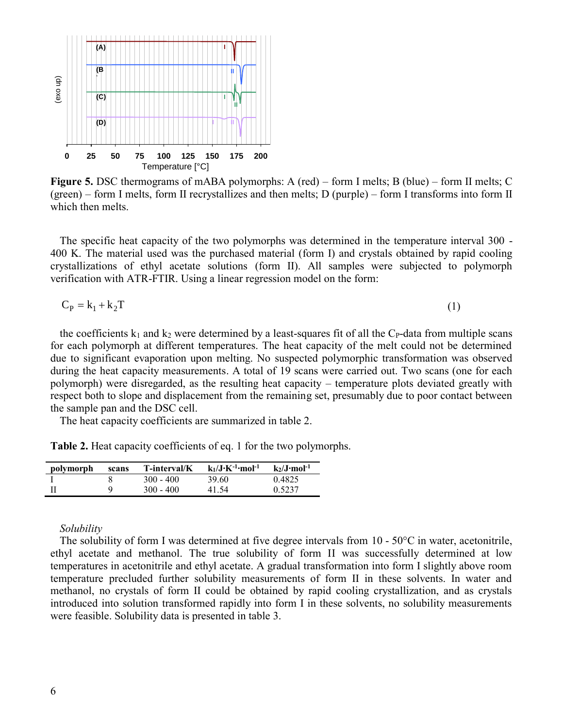**Figure 5.** DSC thermograms of mABA polymorphs: A (red) – form I melts; B (blue) – form II melts; C (green) – form I melts, form II recrystallizes and then melts; D (purple) – form I transforms into form II which then melts.

The specific heat capacity of the two polymorphs was determined in the temperature interval 300 - 400 K. The material used was the purchased material (form I) and crystals obtained by rapid cooling crystallizations of ethyl acetate solutions (form II). All samples were subjected to polymorph verification with ATR-FTIR. Using a linear regression model on the form:

$$C_P = k_1 + k_2 T \tag{1}$$

the coefficients $k_1$ and $k_2$ were determined by a least-squares fit of all the $C_P$-data from multiple scans for each polymorph at different temperatures. The heat capacity of the melt could not be determined due to significant evaporation upon melting. No suspected polymorphic transformation was observed during the heat capacity measurements. A total of 19 scans were carried out. Two scans (one for each polymorph) were disregarded, as the resulting heat capacity – temperature plots deviated greatly with respect both to slope and displacement from the remaining set, presumably due to poor contact between the sample pan and the DSC cell.

The heat capacity coefficients are summarized in table 2.

**Table 2.** Heat capacity coefficients of eq. 1 for the two polymorphs.

| polymorph | scans | T-interval/K | $k_1$/J·K$^{-1}$·mol$^{-1}$ | $k_2$/J·mol$^{-1}$ |
|---|---|---|---|---|
| I | 8 | 300 - 400 | 39.60 | 0.4825 |
| II | 9 | 300 - 400 | 41.54 | 0.5237 |

*Solubility*

The solubility of form I was determined at five degree intervals from 10 - 50°C in water, acetonitrile, ethyl acetate and methanol. The true solubility of form II was successfully determined at low temperatures in acetonitrile and ethyl acetate. A gradual transformation into form I slightly above room temperature precluded further solubility measurements of form II in these solvents. In water and methanol, no crystals of form II could be obtained by rapid cooling crystallization, and as crystals introduced into solution transformed rapidly into form I in these solvents, no solubility measurements were feasible. Solubility data is presented in table 3.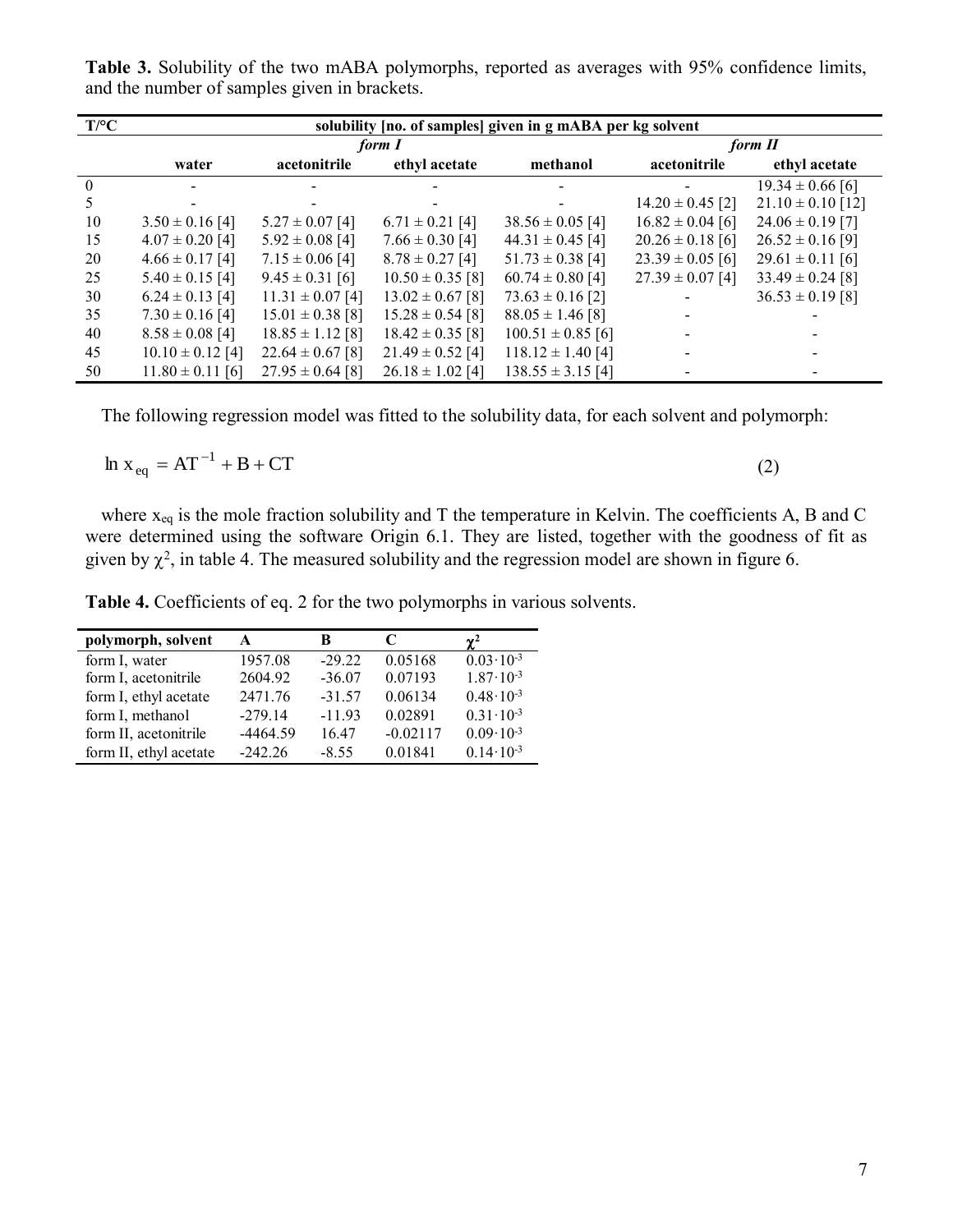**Table 3.** Solubility of the two mABA polymorphs, reported as averages with 95% confidence limits, and the number of samples given in brackets.

| T/°C | solubility [no. of samples] given in g mABA per kg solvent | | | | | |
|---|---|---|---|---|---|---|
| | *form I* | | | | *form II* | |
| | **water** | **acetonitrile** | **ethyl acetate** | **methanol** | **acetonitrile** | **ethyl acetate** |
| 0 | - | - | - | - | - | 19.34 ± 0.66 [6] |
| 5 | - | - | - | - | 14.20 ± 0.45 [2] | 21.10 ± 0.10 [12] |
| 10 | 3.50 ± 0.16 [4] | 5.27 ± 0.07 [4] | 6.71 ± 0.21 [4] | 38.56 ± 0.05 [4] | 16.82 ± 0.04 [6] | 24.06 ± 0.19 [7] |
| 15 | 4.07 ± 0.20 [4] | 5.92 ± 0.08 [4] | 7.66 ± 0.30 [4] | 44.31 ± 0.45 [4] | 20.26 ± 0.18 [6] | 26.52 ± 0.16 [9] |
| 20 | 4.66 ± 0.17 [4] | 7.15 ± 0.06 [4] | 8.78 ± 0.27 [4] | 51.73 ± 0.38 [4] | 23.39 ± 0.05 [6] | 29.61 ± 0.11 [6] |
| 25 | 5.40 ± 0.15 [4] | 9.45 ± 0.31 [6] | 10.50 ± 0.35 [8] | 60.74 ± 0.80 [4] | 27.39 ± 0.07 [4] | 33.49 ± 0.24 [8] |
| 30 | 6.24 ± 0.13 [4] | 11.31 ± 0.07 [4] | 13.02 ± 0.67 [8] | 73.63 ± 0.16 [2] | - | 36.53 ± 0.19 [8] |
| 35 | 7.30 ± 0.16 [4] | 15.01 ± 0.38 [8] | 15.28 ± 0.54 [8] | 88.05 ± 1.46 [8] | - | - |
| 40 | 8.58 ± 0.08 [4] | 18.85 ± 1.12 [8] | 18.42 ± 0.35 [8] | 100.51 ± 0.85 [6] | - | - |
| 45 | 10.10 ± 0.12 [4] | 22.64 ± 0.67 [8] | 21.49 ± 0.52 [4] | 118.12 ± 1.40 [4] | - | - |
| 50 | 11.80 ± 0.11 [6] | 27.95 ± 0.64 [8] | 26.18 ± 1.02 [4] | 138.55 ± 3.15 [4] | - | - |

The following regression model was fitted to the solubility data, for each solvent and polymorph:

$$\ln x_{eq} = AT^{-1} + B + CT \tag{2}$$

where $x_{eq}$ is the mole fraction solubility and T the temperature in Kelvin. The coefficients A, B and C were determined using the software Origin 6.1. They are listed, together with the goodness of fit as given by $\chi^2$, in table 4. The measured solubility and the regression model are shown in figure 6.

**Table 4.** Coefficients of eq. 2 for the two polymorphs in various solvents.

| polymorph, solvent | A | B | C | $\chi^2$ |
|---|---|---|---|---|
| form I, water | 1957.08 | -29.22 | 0.05168 | $0.03 \cdot 10^{-3}$ |
| form I, acetonitrile | 2604.92 | -36.07 | 0.07193 | $1.87 \cdot 10^{-3}$ |
| form I, ethyl acetate | 2471.76 | -31.57 | 0.06134 | $0.48 \cdot 10^{-3}$ |
| form I, methanol | -279.14 | -11.93 | 0.02891 | $0.31 \cdot 10^{-3}$ |
| form II, acetonitrile | -4464.59 | 16.47 | -0.02117 | $0.09 \cdot 10^{-3}$ |
| form II, ethyl acetate | -242.26 | -8.55 | 0.01841 | $0.14 \cdot 10^{-3}$ |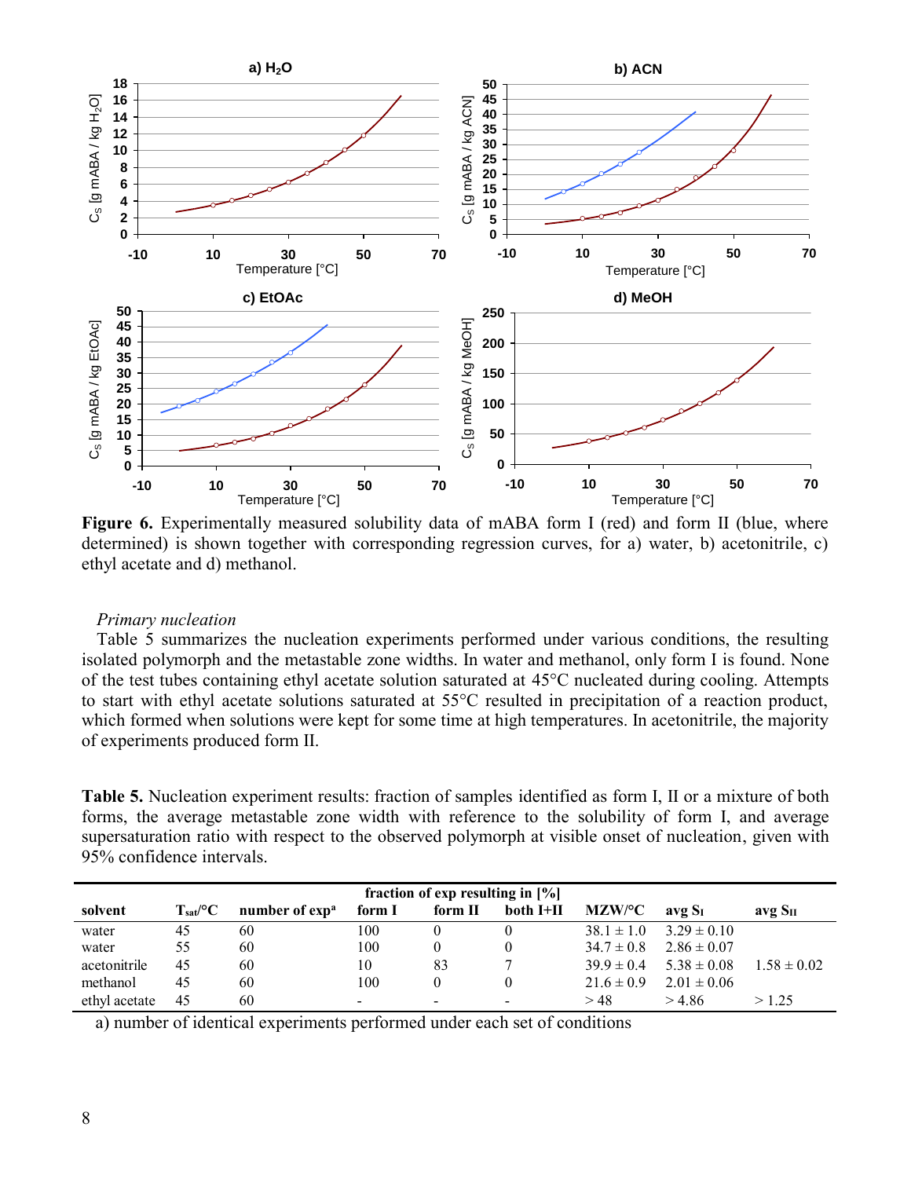**Figure 6.** Experimentally measured solubility data of mABA form I (red) and form II (blue, where determined) is shown together with corresponding regression curves, for a) water, b) acetonitrile, c) ethyl acetate and d) methanol.

*Primary nucleation*

Table 5 summarizes the nucleation experiments performed under various conditions, the resulting isolated polymorph and the metastable zone widths. In water and methanol, only form I is found. None of the test tubes containing ethyl acetate solution saturated at 45°C nucleated during cooling. Attempts to start with ethyl acetate solutions saturated at 55°C resulted in precipitation of a reaction product, which formed when solutions were kept for some time at high temperatures. In acetonitrile, the majority of experiments produced form II.

**Table 5.** Nucleation experiment results: fraction of samples identified as form I, II or a mixture of both forms, the average metastable zone width with reference to the solubility of form I, and average supersaturation ratio with respect to the observed polymorph at visible onset of nucleation, given with 95% confidence intervals.

| solvent | $T_{sat}$/°C | number of exp[a] | fraction of exp resulting in [%] form I | form II | both I+II | MZW/°C | avg $S_I$ | avg $S_{II}$ |
|---|---|---|---|---|---|---|---|---|
| water | 45 | 60 | 100 | 0 | 0 | 38.1 ± 1.0 | 3.29 ± 0.10 | |
| water | 55 | 60 | 100 | 0 | 0 | 34.7 ± 0.8 | 2.86 ± 0.07 | |
| acetonitrile | 45 | 60 | 10 | 83 | 7 | 39.9 ± 0.4 | 5.38 ± 0.08 | 1.58 ± 0.02 |
| methanol | 45 | 60 | 100 | 0 | 0 | 21.6 ± 0.9 | 2.01 ± 0.06 | |
| ethyl acetate | 45 | 60 | - | - | - | > 48 | > 4.86 | > 1.25 |

a) number of identical experiments performed under each set of conditions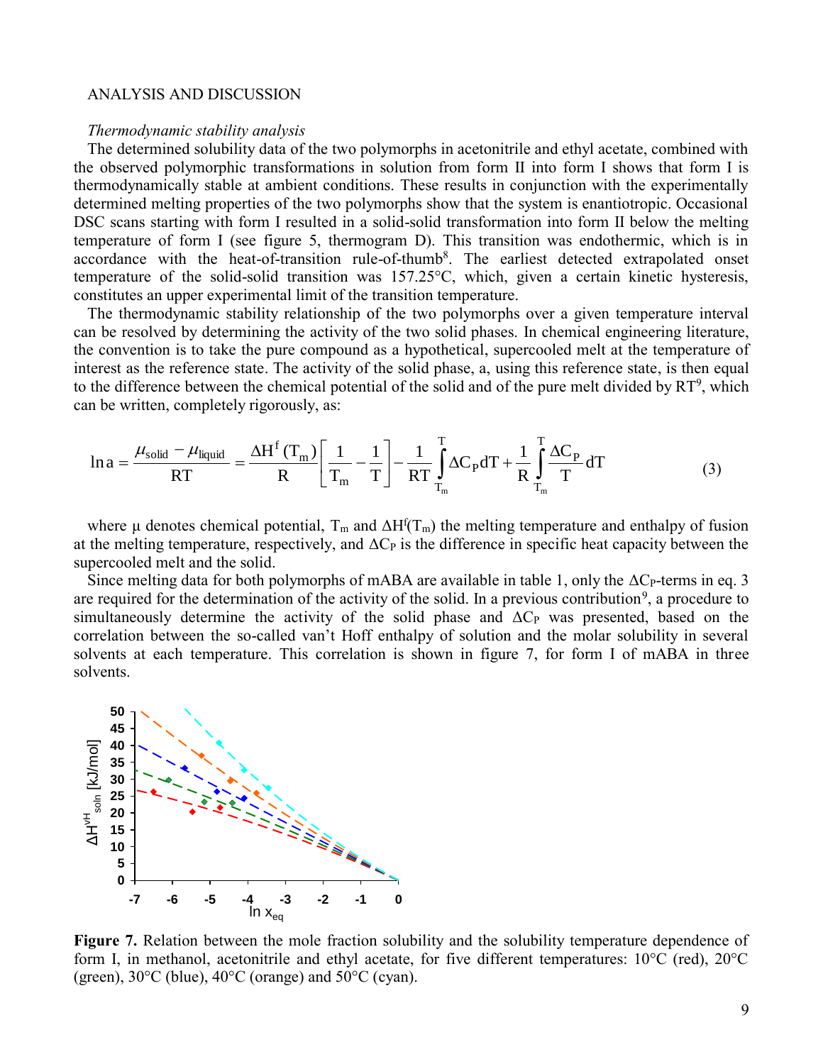ANALYSIS AND DISCUSSION

*Thermodynamic stability analysis*

The determined solubility data of the two polymorphs in acetonitrile and ethyl acetate, combined with the observed polymorphic transformations in solution from form II into form I shows that form I is thermodynamically stable at ambient conditions. These results in conjunction with the experimentally determined melting properties of the two polymorphs show that the system is enantiotropic. Occasional DSC scans starting with form I resulted in a solid-solid transformation into form II below the melting temperature of form I (see figure 5, thermogram D). This transition was endothermic, which is in accordance with the heat-of-transition rule-of-thumb[8]. The earliest detected extrapolated onset temperature of the solid-solid transition was 157.25°C, which, given a certain kinetic hysteresis, constitutes an upper experimental limit of the transition temperature.

The thermodynamic stability relationship of the two polymorphs over a given temperature interval can be resolved by determining the activity of the two solid phases. In chemical engineering literature, the convention is to take the pure compound as a hypothetical, supercooled melt at the temperature of interest as the reference state. The activity of the solid phase, a, using this reference state, is then equal to the difference between the chemical potential of the solid and of the pure melt divided by RT[9], which can be written, completely rigorously, as:

$$\ln a = \frac{\mu_{\text{solid}} - \mu_{\text{liquid}}}{RT} = \frac{\Delta H^f(T_m)}{R}\left[\frac{1}{T_m} - \frac{1}{T}\right] - \frac{1}{RT}\int_{T_m}^{T} \Delta C_P dT + \frac{1}{R}\int_{T_m}^{T} \frac{\Delta C_P}{T} dT \tag{3}$$

where μ denotes chemical potential, $T_m$ and $\Delta H^f(T_m)$ the melting temperature and enthalpy of fusion at the melting temperature, respectively, and $\Delta C_P$ is the difference in specific heat capacity between the supercooled melt and the solid.

Since melting data for both polymorphs of mABA are available in table 1, only the $\Delta C_P$-terms in eq. 3 are required for the determination of the activity of the solid. In a previous contribution[9], a procedure to simultaneously determine the activity of the solid phase and $\Delta C_P$ was presented, based on the correlation between the so-called van't Hoff enthalpy of solution and the molar solubility in several solvents at each temperature. This correlation is shown in figure 7, for form I of mABA in three solvents.

**Figure 7.** Relation between the mole fraction solubility and the solubility temperature dependence of form I, in methanol, acetonitrile and ethyl acetate, for five different temperatures: 10°C (red), 20°C (green), 30°C (blue), 40°C (orange) and 50°C (cyan).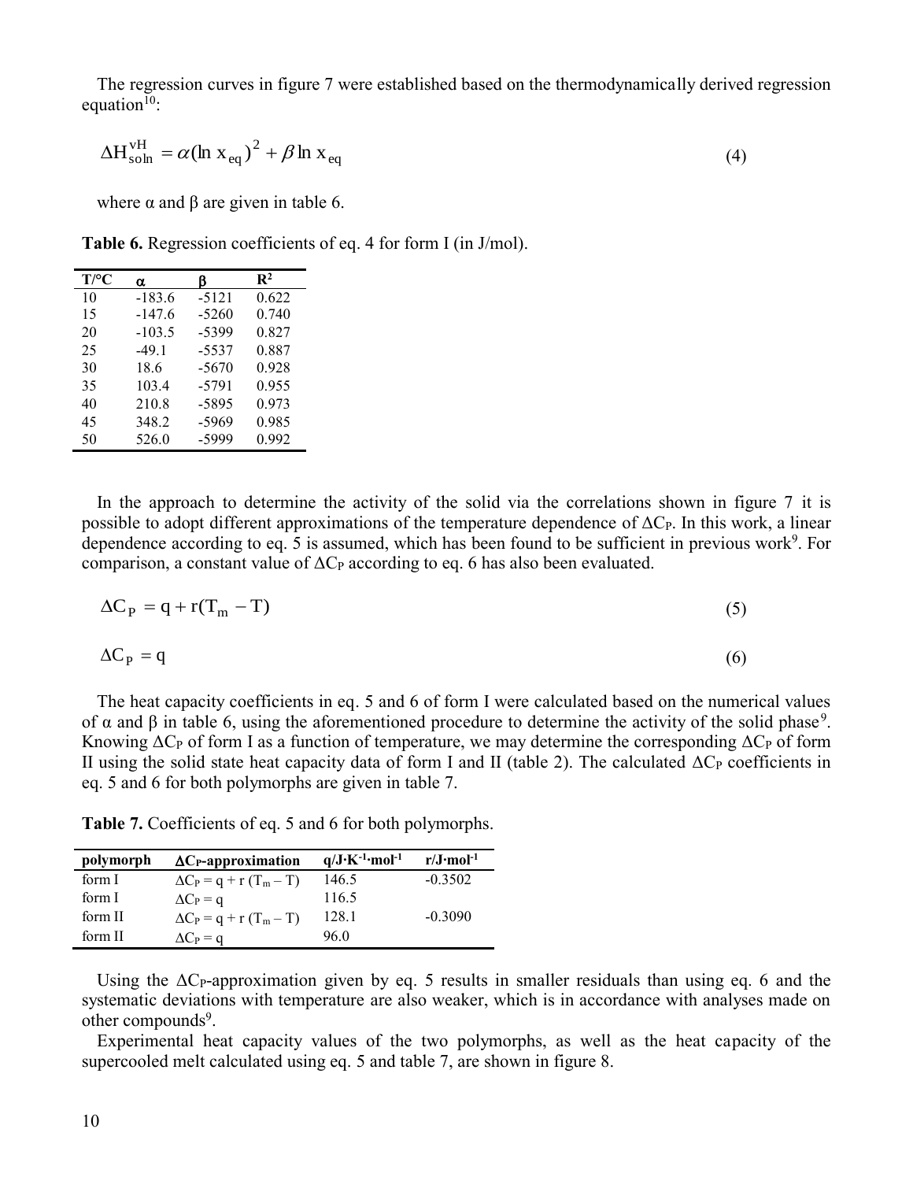The regression curves in figure 7 were established based on the thermodynamically derived regression equation[10]:

$$\Delta H_{soln}^{vH} = \alpha(\ln x_{eq})^2 + \beta \ln x_{eq} \tag{4}$$

where α and β are given in table 6.

**Table 6.** Regression coefficients of eq. 4 for form I (in J/mol).

| T/°C | α | β | $R^2$ |
|---|---|---|---|
| 10 | -183.6 | -5121 | 0.622 |
| 15 | -147.6 | -5260 | 0.740 |
| 20 | -103.5 | -5399 | 0.827 |
| 25 | -49.1 | -5537 | 0.887 |
| 30 | 18.6 | -5670 | 0.928 |
| 35 | 103.4 | -5791 | 0.955 |
| 40 | 210.8 | -5895 | 0.973 |
| 45 | 348.2 | -5969 | 0.985 |
| 50 | 526.0 | -5999 | 0.992 |

In the approach to determine the activity of the solid via the correlations shown in figure 7 it is possible to adopt different approximations of the temperature dependence of $\Delta C_P$. In this work, a linear dependence according to eq. 5 is assumed, which has been found to be sufficient in previous work[9]. For comparison, a constant value of $\Delta C_P$ according to eq. 6 has also been evaluated.

$$\Delta C_P = q + r(T_m - T) \tag{5}$$

$$\Delta C_P = q \tag{6}$$

The heat capacity coefficients in eq. 5 and 6 of form I were calculated based on the numerical values of α and β in table 6, using the aforementioned procedure to determine the activity of the solid phase[9]. Knowing $\Delta C_P$ of form I as a function of temperature, we may determine the corresponding $\Delta C_P$ of form II using the solid state heat capacity data of form I and II (table 2). The calculated $\Delta C_P$ coefficients in eq. 5 and 6 for both polymorphs are given in table 7.

**Table 7.** Coefficients of eq. 5 and 6 for both polymorphs.

| polymorph | $\Delta C_P$-approximation | $q/J\cdot K^{-1}\cdot mol^{-1}$ | $r/J\cdot mol^{-1}$ |
|---|---|---|---|
| form I | $\Delta C_P = q + r\,(T_m - T)$ | 146.5 | -0.3502 |
| form I | $\Delta C_P = q$ | 116.5 | |
| form II | $\Delta C_P = q + r\,(T_m - T)$ | 128.1 | -0.3090 |
| form II | $\Delta C_P = q$ | 96.0 | |

Using the $\Delta C_P$-approximation given by eq. 5 results in smaller residuals than using eq. 6 and the systematic deviations with temperature are also weaker, which is in accordance with analyses made on other compounds[9].

Experimental heat capacity values of the two polymorphs, as well as the heat capacity of the supercooled melt calculated using eq. 5 and table 7, are shown in figure 8.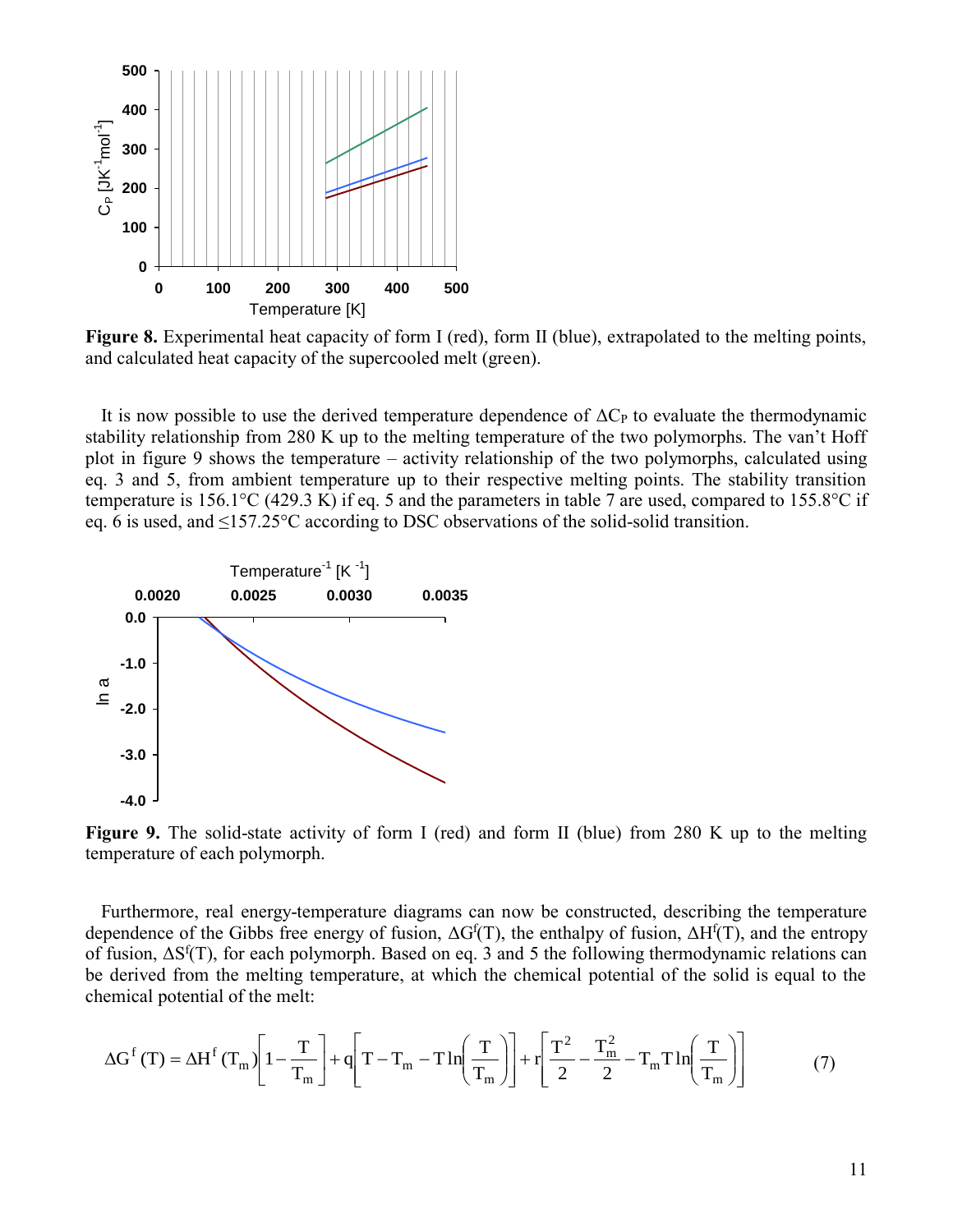**Figure 8.** Experimental heat capacity of form I (red), form II (blue), extrapolated to the melting points, and calculated heat capacity of the supercooled melt (green).

It is now possible to use the derived temperature dependence of $\Delta C_P$ to evaluate the thermodynamic stability relationship from 280 K up to the melting temperature of the two polymorphs. The van't Hoff plot in figure 9 shows the temperature – activity relationship of the two polymorphs, calculated using eq. 3 and 5, from ambient temperature up to their respective melting points. The stability transition temperature is 156.1°C (429.3 K) if eq. 5 and the parameters in table 7 are used, compared to 155.8°C if eq. 6 is used, and ≤157.25°C according to DSC observations of the solid-solid transition.

**Figure 9.** The solid-state activity of form I (red) and form II (blue) from 280 K up to the melting temperature of each polymorph.

Furthermore, real energy-temperature diagrams can now be constructed, describing the temperature dependence of the Gibbs free energy of fusion, $\Delta G^f(T)$, the enthalpy of fusion, $\Delta H^f(T)$, and the entropy of fusion, $\Delta S^f(T)$, for each polymorph. Based on eq. 3 and 5 the following thermodynamic relations can be derived from the melting temperature, at which the chemical potential of the solid is equal to the chemical potential of the melt:

$$\Delta G^f(T) = \Delta H^f(T_m)\left[1 - \frac{T}{T_m}\right] + q\left[T - T_m - T\ln\left(\frac{T}{T_m}\right)\right] + r\left[\frac{T^2}{2} - \frac{T_m^2}{2} - T_m T\ln\left(\frac{T}{T_m}\right)\right] \qquad (7)$$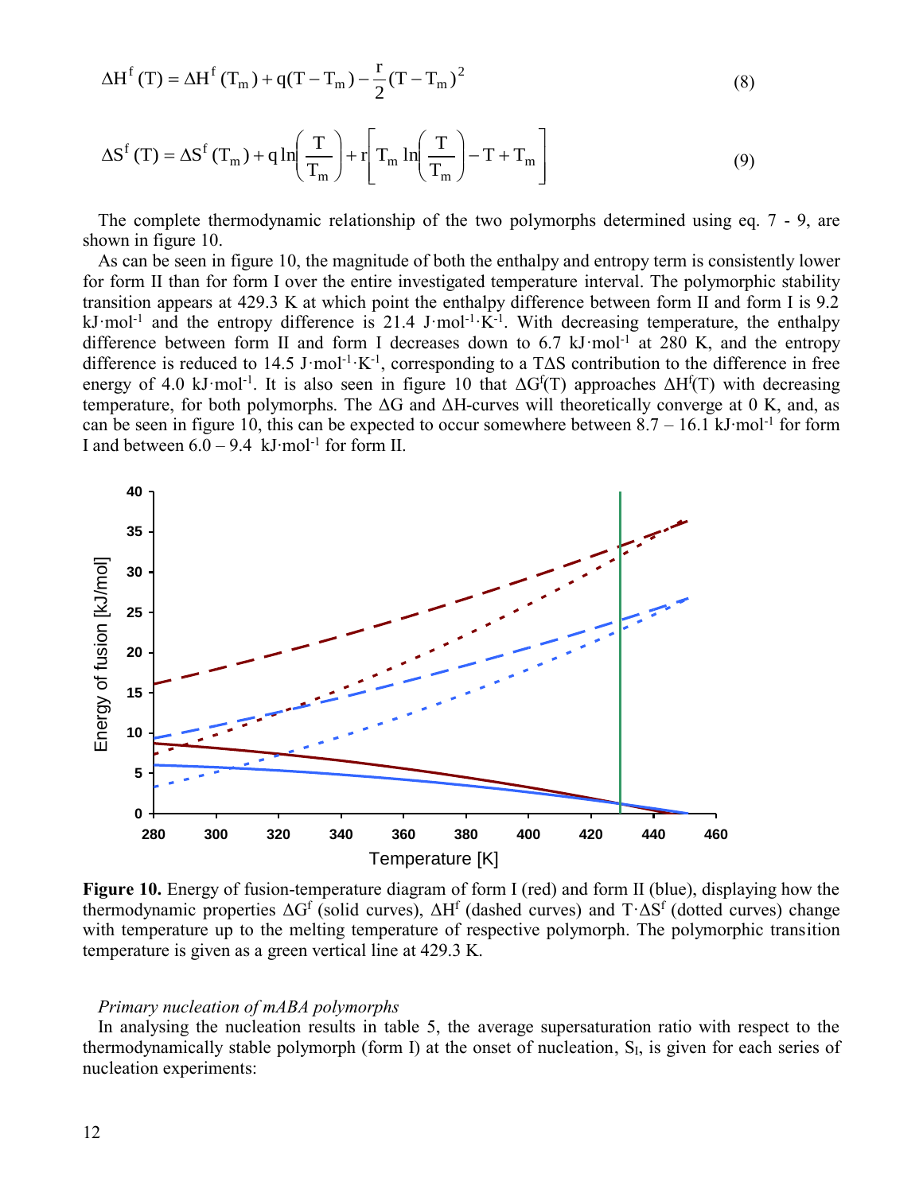$$\Delta H^f(T) = \Delta H^f(T_m) + q(T - T_m) - \frac{r}{2}(T - T_m)^2 \tag{8}$$

$$\Delta S^f(T) = \Delta S^f(T_m) + q\ln\left(\frac{T}{T_m}\right) + r\left[T_m \ln\left(\frac{T}{T_m}\right) - T + T_m\right] \tag{9}$$

The complete thermodynamic relationship of the two polymorphs determined using eq. 7 - 9, are shown in figure 10.

As can be seen in figure 10, the magnitude of both the enthalpy and entropy term is consistently lower for form II than for form I over the entire investigated temperature interval. The polymorphic stability transition appears at 429.3 K at which point the enthalpy difference between form II and form I is 9.2 kJ·mol$^{-1}$ and the entropy difference is 21.4 J·mol$^{-1}$·K$^{-1}$. With decreasing temperature, the enthalpy difference between form II and form I decreases down to 6.7 kJ·mol$^{-1}$ at 280 K, and the entropy difference is reduced to 14.5 J·mol$^{-1}$·K$^{-1}$, corresponding to a TΔS contribution to the difference in free energy of 4.0 kJ·mol$^{-1}$. It is also seen in figure 10 that $\Delta G^f(T)$ approaches $\Delta H^f(T)$ with decreasing temperature, for both polymorphs. The ΔG and ΔH-curves will theoretically converge at 0 K, and, as can be seen in figure 10, this can be expected to occur somewhere between 8.7 – 16.1 kJ·mol$^{-1}$ for form I and between 6.0 – 9.4 kJ·mol$^{-1}$ for form II.

**Figure 10.** Energy of fusion-temperature diagram of form I (red) and form II (blue), displaying how the thermodynamic properties $\Delta G^f$ (solid curves), $\Delta H^f$ (dashed curves) and $T\cdot\Delta S^f$ (dotted curves) change with temperature up to the melting temperature of respective polymorph. The polymorphic transition temperature is given as a green vertical line at 429.3 K.

*Primary nucleation of mABA polymorphs*

In analysing the nucleation results in table 5, the average supersaturation ratio with respect to the thermodynamically stable polymorph (form I) at the onset of nucleation, $S_I$, is given for each series of nucleation experiments: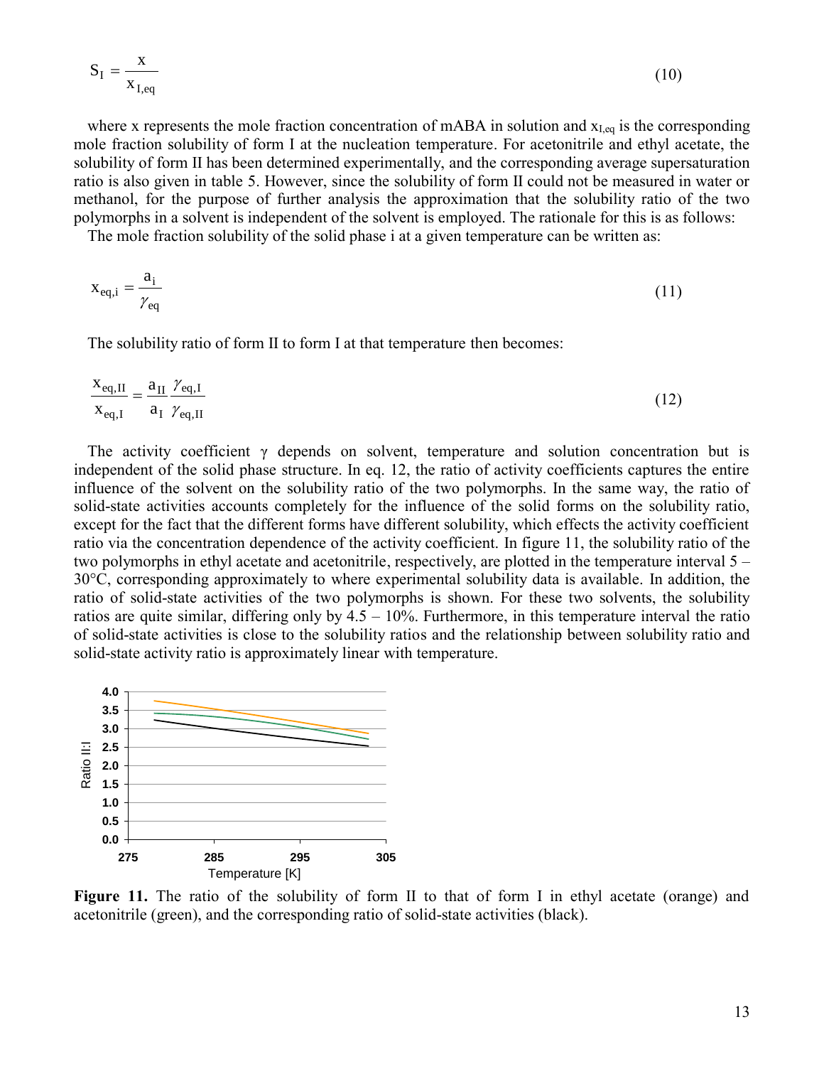$$S_I = \frac{x}{x_{I,eq}} \tag{10}$$

where x represents the mole fraction concentration of mABA in solution and $x_{I,eq}$ is the corresponding mole fraction solubility of form I at the nucleation temperature. For acetonitrile and ethyl acetate, the solubility of form II has been determined experimentally, and the corresponding average supersaturation ratio is also given in table 5. However, since the solubility of form II could not be measured in water or methanol, for the purpose of further analysis the approximation that the solubility ratio of the two polymorphs in a solvent is independent of the solvent is employed. The rationale for this is as follows:

The mole fraction solubility of the solid phase i at a given temperature can be written as:

$$x_{eq,i} = \frac{a_i}{\gamma_{eq}} \tag{11}$$

The solubility ratio of form II to form I at that temperature then becomes:

$$\frac{x_{eq,II}}{x_{eq,I}} = \frac{a_{II}}{a_I}\frac{\gamma_{eq,I}}{\gamma_{eq,II}} \tag{12}$$

The activity coefficient γ depends on solvent, temperature and solution concentration but is independent of the solid phase structure. In eq. 12, the ratio of activity coefficients captures the entire influence of the solvent on the solubility ratio of the two polymorphs. In the same way, the ratio of solid-state activities accounts completely for the influence of the solid forms on the solubility ratio, except for the fact that the different forms have different solubility, which effects the activity coefficient ratio via the concentration dependence of the activity coefficient. In figure 11, the solubility ratio of the two polymorphs in ethyl acetate and acetonitrile, respectively, are plotted in the temperature interval 5 – 30°C, corresponding approximately to where experimental solubility data is available. In addition, the ratio of solid-state activities of the two polymorphs is shown. For these two solvents, the solubility ratios are quite similar, differing only by 4.5 – 10%. Furthermore, in this temperature interval the ratio of solid-state activities is close to the solubility ratios and the relationship between solubility ratio and solid-state activity ratio is approximately linear with temperature.

**Figure 11.** The ratio of the solubility of form II to that of form I in ethyl acetate (orange) and acetonitrile (green), and the corresponding ratio of solid-state activities (black).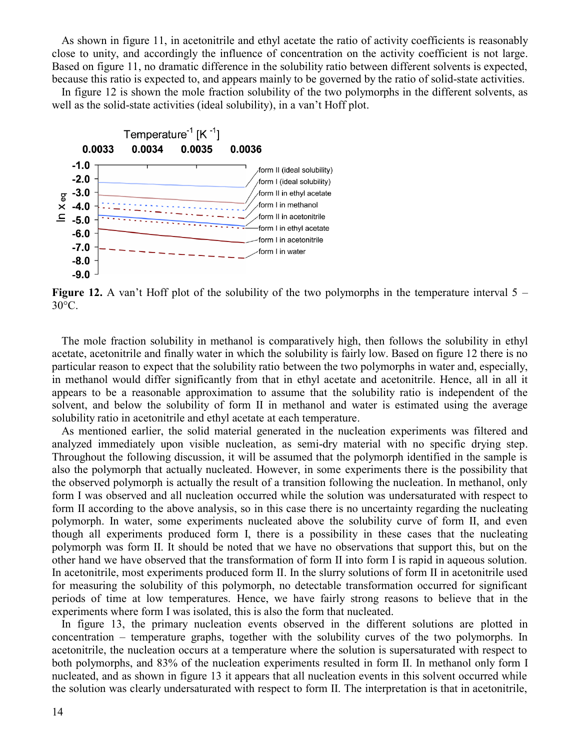As shown in figure 11, in acetonitrile and ethyl acetate the ratio of activity coefficients is reasonably close to unity, and accordingly the influence of concentration on the activity coefficient is not large. Based on figure 11, no dramatic difference in the solubility ratio between different solvents is expected, because this ratio is expected to, and appears mainly to be governed by the ratio of solid-state activities.

In figure 12 is shown the mole fraction solubility of the two polymorphs in the different solvents, as well as the solid-state activities (ideal solubility), in a van't Hoff plot.

**Figure 12.** A van't Hoff plot of the solubility of the two polymorphs in the temperature interval 5 – 30°C.

The mole fraction solubility in methanol is comparatively high, then follows the solubility in ethyl acetate, acetonitrile and finally water in which the solubility is fairly low. Based on figure 12 there is no particular reason to expect that the solubility ratio between the two polymorphs in water and, especially, in methanol would differ significantly from that in ethyl acetate and acetonitrile. Hence, all in all it appears to be a reasonable approximation to assume that the solubility ratio is independent of the solvent, and below the solubility of form II in methanol and water is estimated using the average solubility ratio in acetonitrile and ethyl acetate at each temperature.

As mentioned earlier, the solid material generated in the nucleation experiments was filtered and analyzed immediately upon visible nucleation, as semi-dry material with no specific drying step. Throughout the following discussion, it will be assumed that the polymorph identified in the sample is also the polymorph that actually nucleated. However, in some experiments there is the possibility that the observed polymorph is actually the result of a transition following the nucleation. In methanol, only form I was observed and all nucleation occurred while the solution was undersaturated with respect to form II according to the above analysis, so in this case there is no uncertainty regarding the nucleating polymorph. In water, some experiments nucleated above the solubility curve of form II, and even though all experiments produced form I, there is a possibility in these cases that the nucleating polymorph was form II. It should be noted that we have no observations that support this, but on the other hand we have observed that the transformation of form II into form I is rapid in aqueous solution. In acetonitrile, most experiments produced form II. In the slurry solutions of form II in acetonitrile used for measuring the solubility of this polymorph, no detectable transformation occurred for significant periods of time at low temperatures. Hence, we have fairly strong reasons to believe that in the experiments where form I was isolated, this is also the form that nucleated.

In figure 13, the primary nucleation events observed in the different solutions are plotted in concentration – temperature graphs, together with the solubility curves of the two polymorphs. In acetonitrile, the nucleation occurs at a temperature where the solution is supersaturated with respect to both polymorphs, and 83% of the nucleation experiments resulted in form II. In methanol only form I nucleated, and as shown in figure 13 it appears that all nucleation events in this solvent occurred while the solution was clearly undersaturated with respect to form II. The interpretation is that in acetonitrile,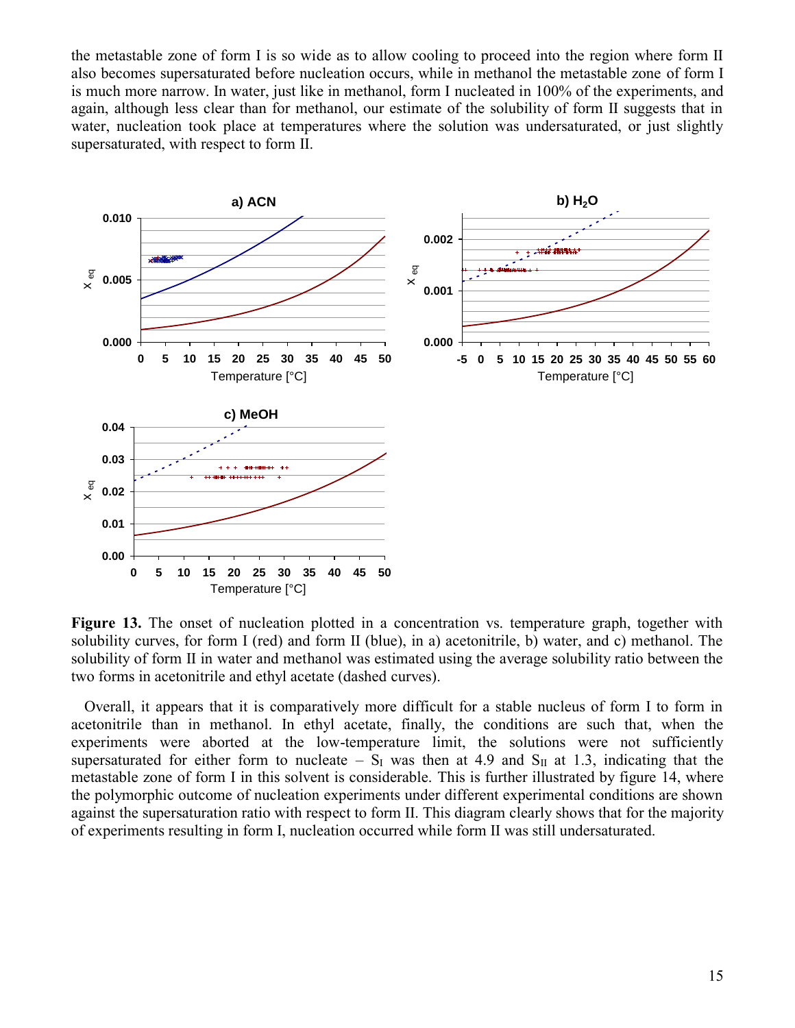the metastable zone of form I is so wide as to allow cooling to proceed into the region where form II also becomes supersaturated before nucleation occurs, while in methanol the metastable zone of form I is much more narrow. In water, just like in methanol, form I nucleated in 100% of the experiments, and again, although less clear than for methanol, our estimate of the solubility of form II suggests that in water, nucleation took place at temperatures where the solution was undersaturated, or just slightly supersaturated, with respect to form II.

**Figure 13.** The onset of nucleation plotted in a concentration vs. temperature graph, together with solubility curves, for form I (red) and form II (blue), in a) acetonitrile, b) water, and c) methanol. The solubility of form II in water and methanol was estimated using the average solubility ratio between the two forms in acetonitrile and ethyl acetate (dashed curves).

Overall, it appears that it is comparatively more difficult for a stable nucleus of form I to form in acetonitrile than in methanol. In ethyl acetate, finally, the conditions are such that, when the experiments were aborted at the low-temperature limit, the solutions were not sufficiently supersaturated for either form to nucleate – $S_I$ was then at 4.9 and $S_{II}$ at 1.3, indicating that the metastable zone of form I in this solvent is considerable. This is further illustrated by figure 14, where the polymorphic outcome of nucleation experiments under different experimental conditions are shown against the supersaturation ratio with respect to form II. This diagram clearly shows that for the majority of experiments resulting in form I, nucleation occurred while form II was still undersaturated.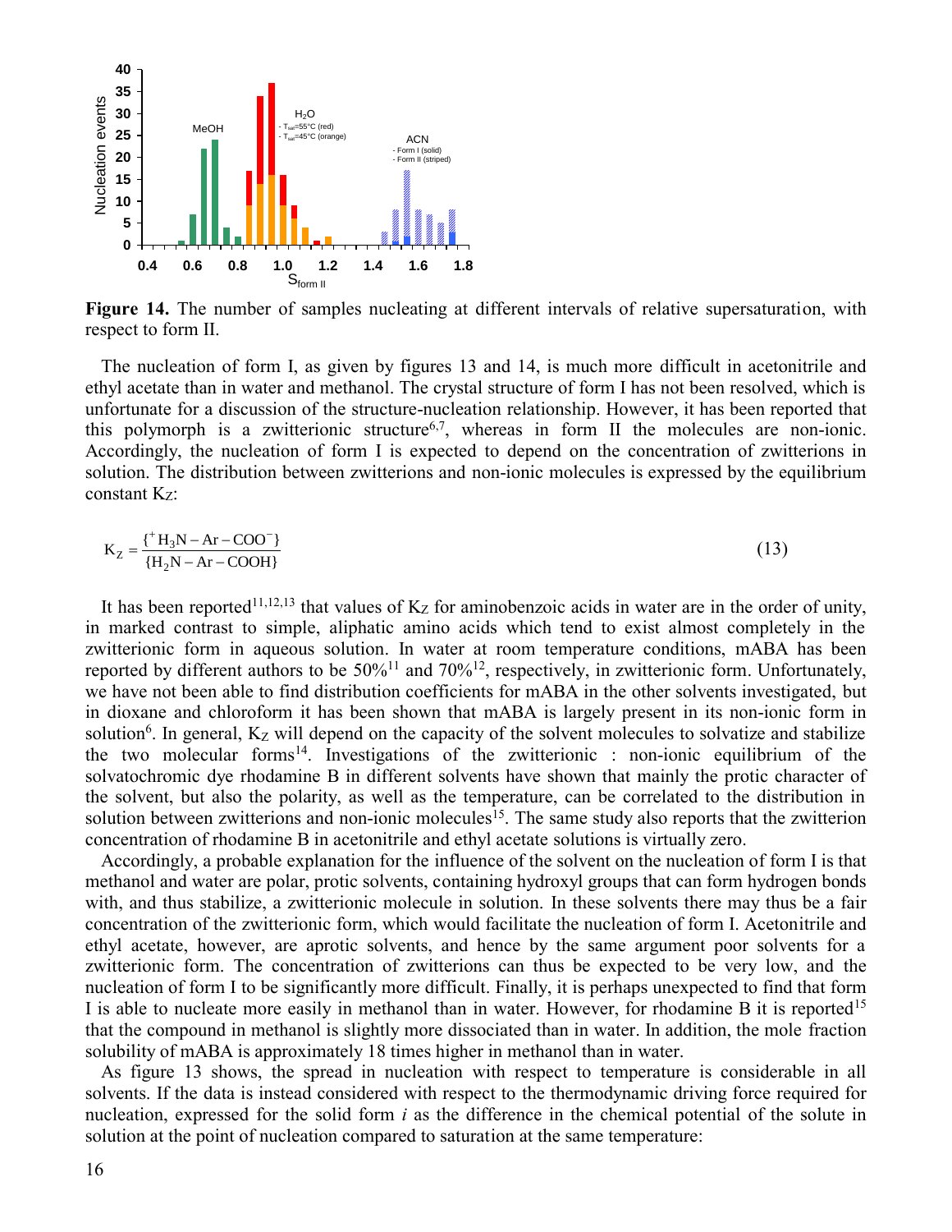**Figure 14.** The number of samples nucleating at different intervals of relative supersaturation, with respect to form II.

The nucleation of form I, as given by figures 13 and 14, is much more difficult in acetonitrile and ethyl acetate than in water and methanol. The crystal structure of form I has not been resolved, which is unfortunate for a discussion of the structure-nucleation relationship. However, it has been reported that this polymorph is a zwitterionic structure[6,7], whereas in form II the molecules are non-ionic. Accordingly, the nucleation of form I is expected to depend on the concentration of zwitterions in solution. The distribution between zwitterions and non-ionic molecules is expressed by the equilibrium constant $K_Z$:

$$K_Z = \frac{\{^+H_3N - Ar - COO^-\}}{\{H_2N - Ar - COOH\}} \tag{13}$$

It has been reported[11,12,13] that values of $K_Z$ for aminobenzoic acids in water are in the order of unity, in marked contrast to simple, aliphatic amino acids which tend to exist almost completely in the zwitterionic form in aqueous solution. In water at room temperature conditions, mABA has been reported by different authors to be 50%[11] and 70%[12], respectively, in zwitterionic form. Unfortunately, we have not been able to find distribution coefficients for mABA in the other solvents investigated, but in dioxane and chloroform it has been shown that mABA is largely present in its non-ionic form in solution[6]. In general, $K_Z$ will depend on the capacity of the solvent molecules to solvatize and stabilize the two molecular forms[14]. Investigations of the zwitterionic : non-ionic equilibrium of the solvatochromic dye rhodamine B in different solvents have shown that mainly the protic character of the solvent, but also the polarity, as well as the temperature, can be correlated to the distribution in solution between zwitterions and non-ionic molecules[15]. The same study also reports that the zwitterion concentration of rhodamine B in acetonitrile and ethyl acetate solutions is virtually zero.

Accordingly, a probable explanation for the influence of the solvent on the nucleation of form I is that methanol and water are polar, protic solvents, containing hydroxyl groups that can form hydrogen bonds with, and thus stabilize, a zwitterionic molecule in solution. In these solvents there may thus be a fair concentration of the zwitterionic form, which would facilitate the nucleation of form I. Acetonitrile and ethyl acetate, however, are aprotic solvents, and hence by the same argument poor solvents for a zwitterionic form. The concentration of zwitterions can thus be expected to be very low, and the nucleation of form I to be significantly more difficult. Finally, it is perhaps unexpected to find that form I is able to nucleate more easily in methanol than in water. However, for rhodamine B it is reported[15] that the compound in methanol is slightly more dissociated than in water. In addition, the mole fraction solubility of mABA is approximately 18 times higher in methanol than in water.

As figure 13 shows, the spread in nucleation with respect to temperature is considerable in all solvents. If the data is instead considered with respect to the thermodynamic driving force required for nucleation, expressed for the solid form $i$ as the difference in the chemical potential of the solute in solution at the point of nucleation compared to saturation at the same temperature: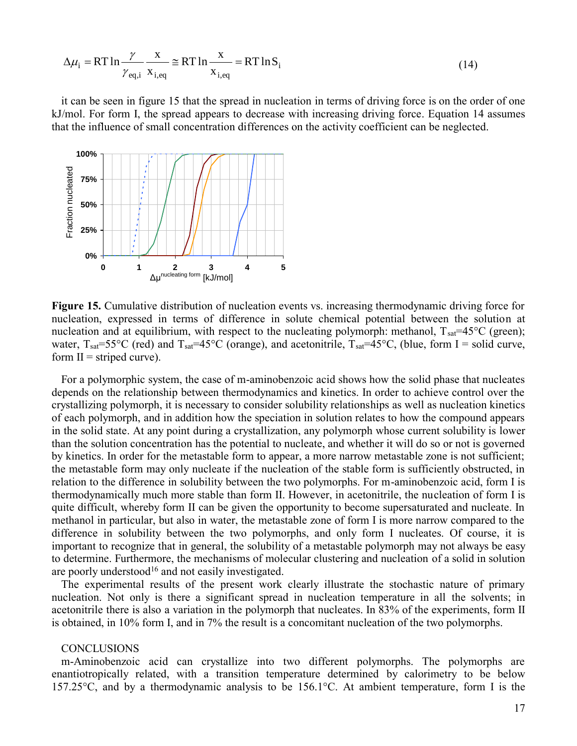$$\Delta\mu_i = RT\ln\frac{\gamma}{\gamma_{eq,i}}\frac{x}{x_{i,eq}} \cong RT\ln\frac{x}{x_{i,eq}} = RT\ln S_i \tag{14}$$

it can be seen in figure 15 that the spread in nucleation in terms of driving force is on the order of one kJ/mol. For form I, the spread appears to decrease with increasing driving force. Equation 14 assumes that the influence of small concentration differences on the activity coefficient can be neglected.

**Figure 15.** Cumulative distribution of nucleation events vs. increasing thermodynamic driving force for nucleation, expressed in terms of difference in solute chemical potential between the solution at nucleation and at equilibrium, with respect to the nucleating polymorph: methanol, $T_{sat}$=45°C (green); water, $T_{sat}$=55°C (red) and $T_{sat}$=45°C (orange), and acetonitrile, $T_{sat}$=45°C, (blue, form I = solid curve, form II = striped curve).

For a polymorphic system, the case of m-aminobenzoic acid shows how the solid phase that nucleates depends on the relationship between thermodynamics and kinetics. In order to achieve control over the crystallizing polymorph, it is necessary to consider solubility relationships as well as nucleation kinetics of each polymorph, and in addition how the speciation in solution relates to how the compound appears in the solid state. At any point during a crystallization, any polymorph whose current solubility is lower than the solution concentration has the potential to nucleate, and whether it will do so or not is governed by kinetics. In order for the metastable form to appear, a more narrow metastable zone is not sufficient; the metastable form may only nucleate if the nucleation of the stable form is sufficiently obstructed, in relation to the difference in solubility between the two polymorphs. For m-aminobenzoic acid, form I is thermodynamically much more stable than form II. However, in acetonitrile, the nucleation of form I is quite difficult, whereby form II can be given the opportunity to become supersaturated and nucleate. In methanol in particular, but also in water, the metastable zone of form I is more narrow compared to the difference in solubility between the two polymorphs, and only form I nucleates. Of course, it is important to recognize that in general, the solubility of a metastable polymorph may not always be easy to determine. Furthermore, the mechanisms of molecular clustering and nucleation of a solid in solution are poorly understood[16] and not easily investigated.

The experimental results of the present work clearly illustrate the stochastic nature of primary nucleation. Not only is there a significant spread in nucleation temperature in all the solvents; in acetonitrile there is also a variation in the polymorph that nucleates. In 83% of the experiments, form II is obtained, in 10% form I, and in 7% the result is a concomitant nucleation of the two polymorphs.

## CONCLUSIONS

m-Aminobenzoic acid can crystallize into two different polymorphs. The polymorphs are enantiotropically related, with a transition temperature determined by calorimetry to be below 157.25°C, and by a thermodynamic analysis to be 156.1°C. At ambient temperature, form I is the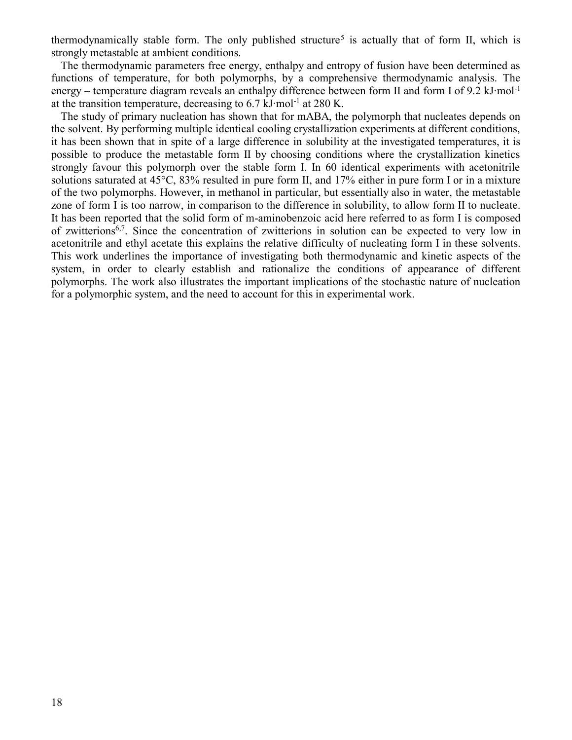thermodynamically stable form. The only published structure[5] is actually that of form II, which is strongly metastable at ambient conditions.

The thermodynamic parameters free energy, enthalpy and entropy of fusion have been determined as functions of temperature, for both polymorphs, by a comprehensive thermodynamic analysis. The energy – temperature diagram reveals an enthalpy difference between form II and form I of 9.2 $kJ \cdot mol^{-1}$ at the transition temperature, decreasing to 6.7 $kJ \cdot mol^{-1}$ at 280 K.

The study of primary nucleation has shown that for mABA, the polymorph that nucleates depends on the solvent. By performing multiple identical cooling crystallization experiments at different conditions, it has been shown that in spite of a large difference in solubility at the investigated temperatures, it is possible to produce the metastable form II by choosing conditions where the crystallization kinetics strongly favour this polymorph over the stable form I. In 60 identical experiments with acetonitrile solutions saturated at 45°C, 83% resulted in pure form II, and 17% either in pure form I or in a mixture of the two polymorphs. However, in methanol in particular, but essentially also in water, the metastable zone of form I is too narrow, in comparison to the difference in solubility, to allow form II to nucleate. It has been reported that the solid form of m-aminobenzoic acid here referred to as form I is composed of zwitterions[6,7]. Since the concentration of zwitterions in solution can be expected to very low in acetonitrile and ethyl acetate this explains the relative difficulty of nucleating form I in these solvents. This work underlines the importance of investigating both thermodynamic and kinetic aspects of the system, in order to clearly establish and rationalize the conditions of appearance of different polymorphs. The work also illustrates the important implications of the stochastic nature of nucleation for a polymorphic system, and the need to account for this in experimental work.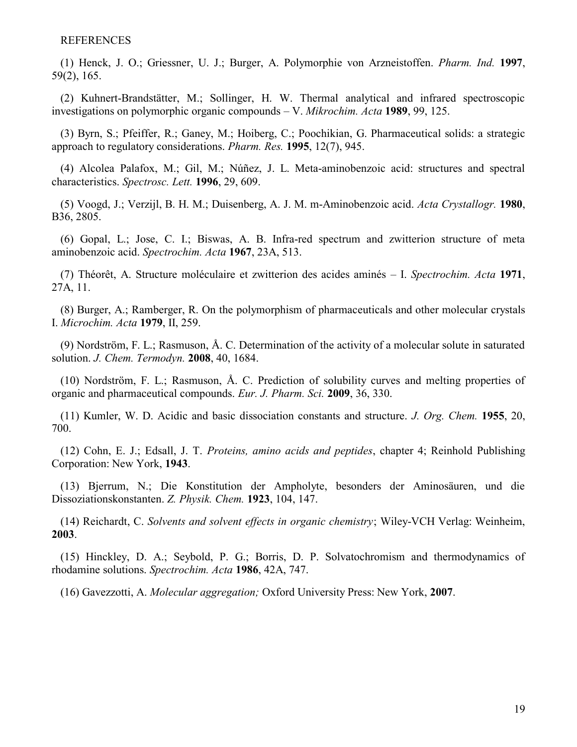REFERENCES

(1) Henck, J. O.; Griessner, U. J.; Burger, A. Polymorphie von Arzneistoffen. *Pharm. Ind.* **1997**, 59(2), 165.

(2) Kuhnert-Brandstätter, M.; Sollinger, H. W. Thermal analytical and infrared spectroscopic investigations on polymorphic organic compounds – V. *Mikrochim. Acta* **1989**, 99, 125.

(3) Byrn, S.; Pfeiffer, R.; Ganey, M.; Hoiberg, C.; Poochikian, G. Pharmaceutical solids: a strategic approach to regulatory considerations. *Pharm. Res.* **1995**, 12(7), 945.

(4) Alcolea Palafox, M.; Gil, M.; Núñez, J. L. Meta-aminobenzoic acid: structures and spectral characteristics. *Spectrosc. Lett.* **1996**, 29, 609.

(5) Voogd, J.; Verzijl, B. H. M.; Duisenberg, A. J. M. m-Aminobenzoic acid. *Acta Crystallogr.* **1980**, B36, 2805.

(6) Gopal, L.; Jose, C. I.; Biswas, A. B. Infra-red spectrum and zwitterion structure of meta aminobenzoic acid. *Spectrochim. Acta* **1967**, 23A, 513.

(7) Théorêt, A. Structure moléculaire et zwitterion des acides aminés – I. *Spectrochim. Acta* **1971**, 27A, 11.

(8) Burger, A.; Ramberger, R. On the polymorphism of pharmaceuticals and other molecular crystals I. *Microchim. Acta* **1979**, II, 259.

(9) Nordström, F. L.; Rasmuson, Å. C. Determination of the activity of a molecular solute in saturated solution. *J. Chem. Termodyn.* **2008**, 40, 1684.

(10) Nordström, F. L.; Rasmuson, Å. C. Prediction of solubility curves and melting properties of organic and pharmaceutical compounds. *Eur. J. Pharm. Sci.* **2009**, 36, 330.

(11) Kumler, W. D. Acidic and basic dissociation constants and structure. *J. Org. Chem.* **1955**, 20, 700.

(12) Cohn, E. J.; Edsall, J. T. *Proteins, amino acids and peptides*, chapter 4; Reinhold Publishing Corporation: New York, **1943**.

(13) Bjerrum, N.; Die Konstitution der Ampholyte, besonders der Aminosäuren, und die Dissoziationskonstanten. *Z. Physik. Chem.* **1923**, 104, 147.

(14) Reichardt, C. *Solvents and solvent effects in organic chemistry*; Wiley-VCH Verlag: Weinheim, **2003**.

(15) Hinckley, D. A.; Seybold, P. G.; Borris, D. P. Solvatochromism and thermodynamics of rhodamine solutions. *Spectrochim. Acta* **1986**, 42A, 747.

(16) Gavezzotti, A. *Molecular aggregation;* Oxford University Press: New York, **2007**.